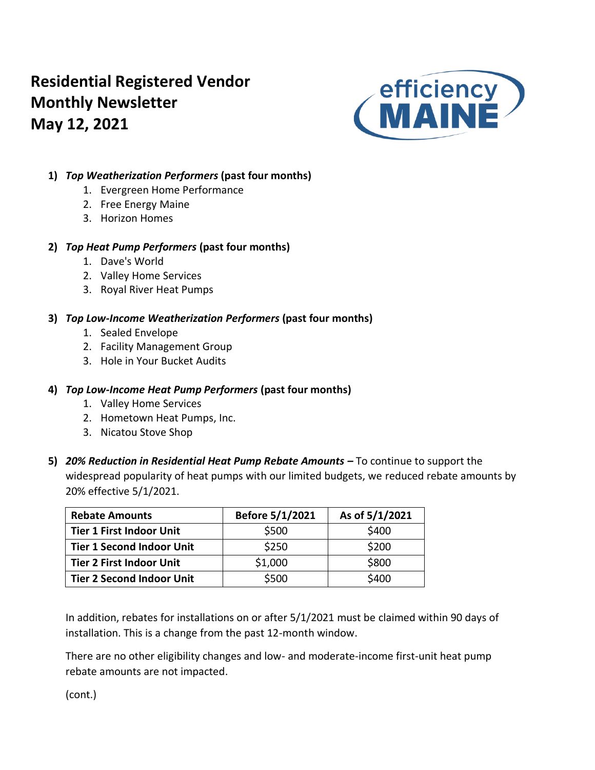# Residential Registered Vendor Monthly Newsletter
# May 12, 2021

efficiency MAINE

1) ***Top Weatherization Performers* (past four months)**
   1. Evergreen Home Performance
   2. Free Energy Maine
   3. Horizon Homes

2) ***Top Heat Pump Performers* (past four months)**
   1. Dave's World
   2. Valley Home Services
   3. Royal River Heat Pumps

3) ***Top Low-Income Weatherization Performers* (past four months)**
   1. Sealed Envelope
   2. Facility Management Group
   3. Hole in Your Bucket Audits

4) ***Top Low-Income Heat Pump Performers* (past four months)**
   1. Valley Home Services
   2. Hometown Heat Pumps, Inc.
   3. Nicatou Stove Shop

5) ***20% Reduction in Residential Heat Pump Rebate Amounts –*** To continue to support the widespread popularity of heat pumps with our limited budgets, we reduced rebate amounts by 20% effective 5/1/2021.

| Rebate Amounts | Before 5/1/2021 | As of 5/1/2021 |
|---|---|---|
| **Tier 1 First Indoor Unit** | $500 | $400 |
| **Tier 1 Second Indoor Unit** | $250 | $200 |
| **Tier 2 First Indoor Unit** | $1,000 | $800 |
| **Tier 2 Second Indoor Unit** | $500 | $400 |

In addition, rebates for installations on or after 5/1/2021 must be claimed within 90 days of installation. This is a change from the past 12-month window.

There are no other eligibility changes and low- and moderate-income first-unit heat pump rebate amounts are not impacted.

(cont.)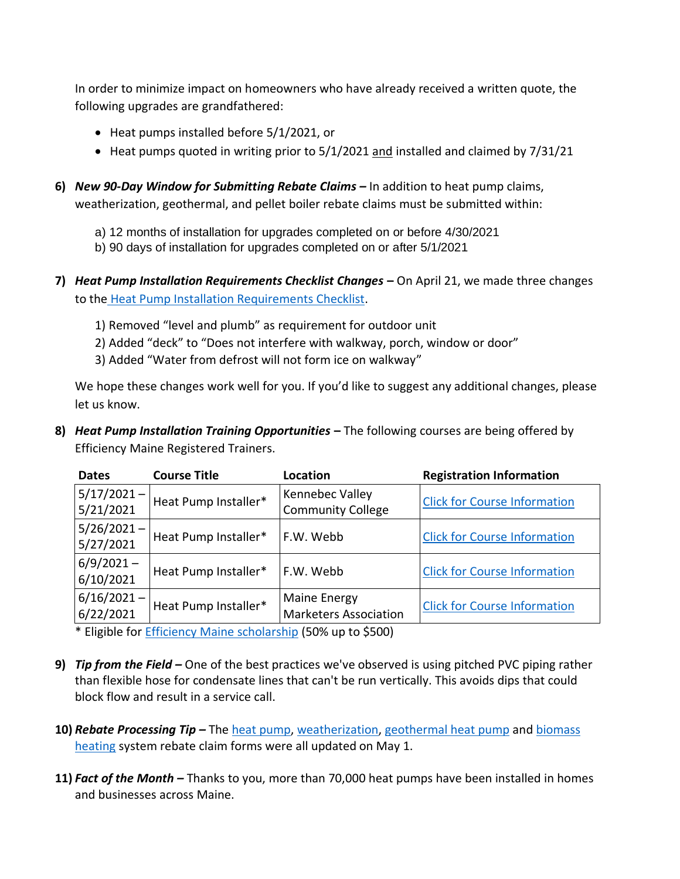In order to minimize impact on homeowners who have already received a written quote, the following upgrades are grandfathered:

- Heat pumps installed before 5/1/2021, or
- Heat pumps quoted in writing prior to 5/1/2021 and installed and claimed by 7/31/21

6) ***New 90-Day Window for Submitting Rebate Claims –*** In addition to heat pump claims, weatherization, geothermal, and pellet boiler rebate claims must be submitted within:

   a) 12 months of installation for upgrades completed on or before 4/30/2021
   b) 90 days of installation for upgrades completed on or after 5/1/2021

7) ***Heat Pump Installation Requirements Checklist Changes –*** On April 21, we made three changes to the Heat Pump Installation Requirements Checklist.

   1) Removed "level and plumb" as requirement for outdoor unit
   2) Added "deck" to "Does not interfere with walkway, porch, window or door"
   3) Added "Water from defrost will not form ice on walkway"

   We hope these changes work well for you. If you'd like to suggest any additional changes, please let us know.

8) ***Heat Pump Installation Training Opportunities –*** The following courses are being offered by Efficiency Maine Registered Trainers.

| Dates | Course Title | Location | Registration Information |
|---|---|---|---|
| 5/17/2021 – 5/21/2021 | Heat Pump Installer* | Kennebec Valley Community College | Click for Course Information |
| 5/26/2021 – 5/27/2021 | Heat Pump Installer* | F.W. Webb | Click for Course Information |
| 6/9/2021 – 6/10/2021 | Heat Pump Installer* | F.W. Webb | Click for Course Information |
| 6/16/2021 – 6/22/2021 | Heat Pump Installer* | Maine Energy Marketers Association | Click for Course Information |

\* Eligible for Efficiency Maine scholarship (50% up to $500)

9) ***Tip from the Field –*** One of the best practices we've observed is using pitched PVC piping rather than flexible hose for condensate lines that can't be run vertically. This avoids dips that could block flow and result in a service call.

10) ***Rebate Processing Tip –*** The heat pump, weatherization, geothermal heat pump and biomass heating system rebate claim forms were all updated on May 1.

11) ***Fact of the Month –*** Thanks to you, more than 70,000 heat pumps have been installed in homes and businesses across Maine.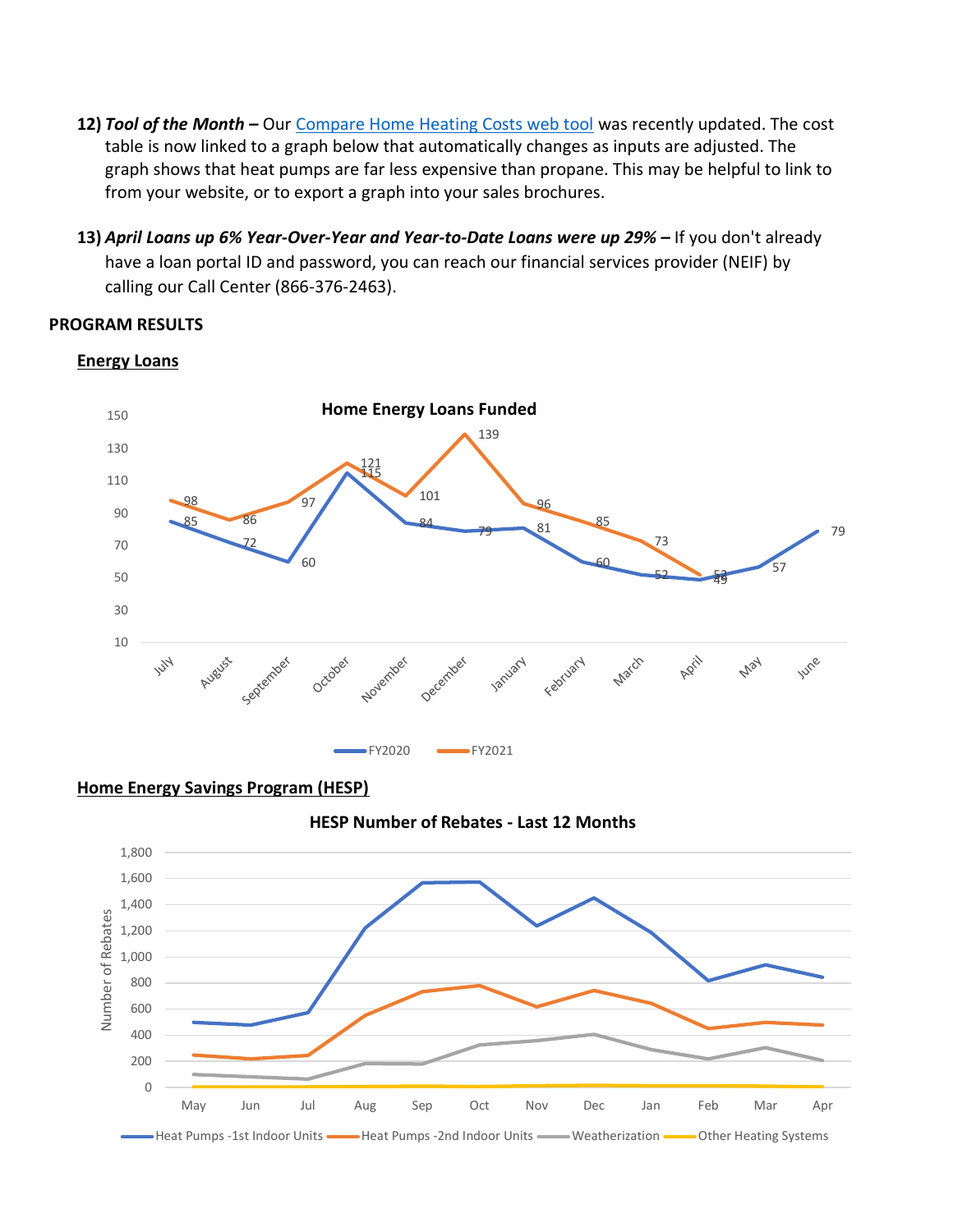12) ***Tool of the Month –*** Our [Compare Home Heating Costs web tool]() was recently updated. The cost table is now linked to a graph below that automatically changes as inputs are adjusted. The graph shows that heat pumps are far less expensive than propane. This may be helpful to link to from your website, or to export a graph into your sales brochures.

13) ***April Loans up 6% Year-Over-Year and Year-to-Date Loans were up 29% –*** If you don't already have a loan portal ID and password, you can reach our financial services provider (NEIF) by calling our Call Center (866-376-2463).

**PROGRAM RESULTS**

**Energy Loans**

**Home Energy Loans Funded**

| Month | FY2020 | FY2021 |
|---|---|---|
| July | 85 | 98 |
| August | 72 | 86 |
| September | 60 | 97 |
| October | 115 | 121 |
| November | 84 | 101 |
| December | 79 | 139 |
| January | 81 | 96 |
| February | 60 | 85 |
| March | 52 | 73 |
| April | 49 | 52 |
| May | 57 | |
| June | 79 | |

**Home Energy Savings Program (HESP)**

**HESP Number of Rebates - Last 12 Months**

Series: Heat Pumps -1st Indoor Units, Heat Pumps -2nd Indoor Units, Weatherization, Other Heating Systems (May–Apr)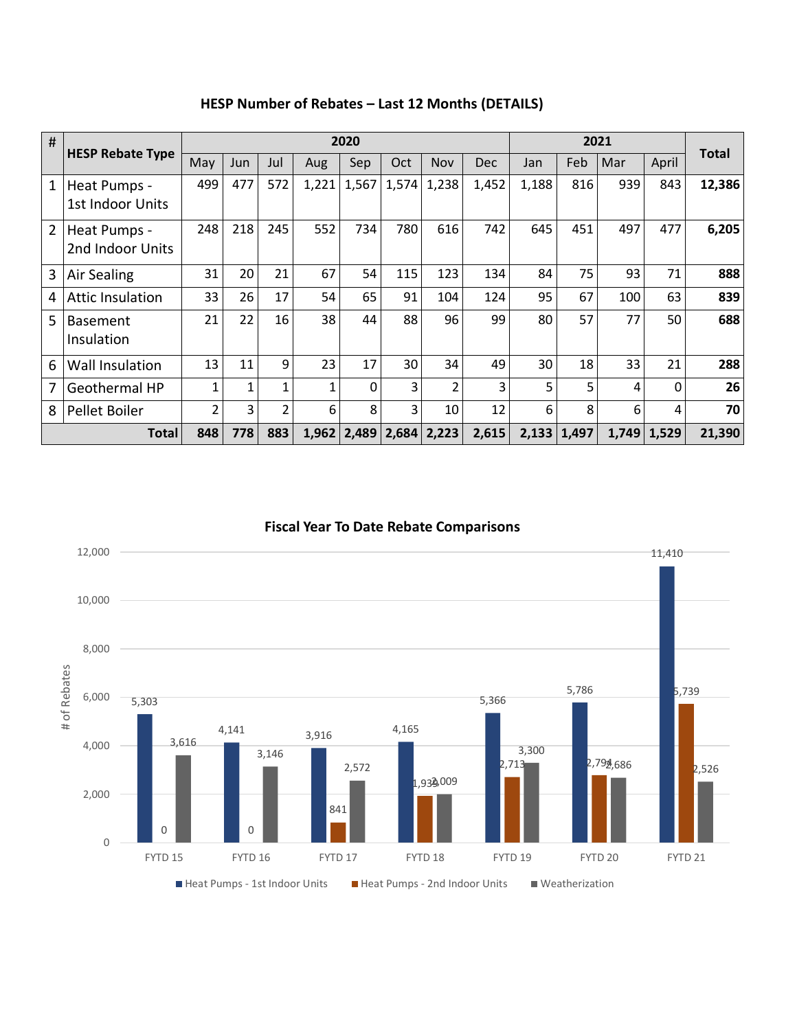## HESP Number of Rebates – Last 12 Months (DETAILS)

| # | HESP Rebate Type | 2020 | | | | | | | | 2021 | | | | Total |
|---|---|---|---|---|---|---|---|---|---|---|---|---|---|---|
| | | May | Jun | Jul | Aug | Sep | Oct | Nov | Dec | Jan | Feb | Mar | April | |
| 1 | Heat Pumps - 1st Indoor Units | 499 | 477 | 572 | 1,221 | 1,567 | 1,574 | 1,238 | 1,452 | 1,188 | 816 | 939 | 843 | **12,386** |
| 2 | Heat Pumps - 2nd Indoor Units | 248 | 218 | 245 | 552 | 734 | 780 | 616 | 742 | 645 | 451 | 497 | 477 | **6,205** |
| 3 | Air Sealing | 31 | 20 | 21 | 67 | 54 | 115 | 123 | 134 | 84 | 75 | 93 | 71 | **888** |
| 4 | Attic Insulation | 33 | 26 | 17 | 54 | 65 | 91 | 104 | 124 | 95 | 67 | 100 | 63 | **839** |
| 5 | Basement Insulation | 21 | 22 | 16 | 38 | 44 | 88 | 96 | 99 | 80 | 57 | 77 | 50 | **688** |
| 6 | Wall Insulation | 13 | 11 | 9 | 23 | 17 | 30 | 34 | 49 | 30 | 18 | 33 | 21 | **288** |
| 7 | Geothermal HP | 1 | 1 | 1 | 1 | 0 | 3 | 2 | 3 | 5 | 5 | 4 | 0 | **26** |
| 8 | Pellet Boiler | 2 | 3 | 2 | 6 | 8 | 3 | 10 | 12 | 6 | 8 | 6 | 4 | **70** |
| | **Total** | **848** | **778** | **883** | **1,962** | **2,489** | **2,684** | **2,223** | **2,615** | **2,133** | **1,497** | **1,749** | **1,529** | **21,390** |

## Fiscal Year To Date Rebate Comparisons

| | Heat Pumps - 1st Indoor Units | Heat Pumps - 2nd Indoor Units | Weatherization |
|---|---|---|---|
| FYTD 15 | 5,303 | 0 | 3,616 |
| FYTD 16 | 4,141 | 0 | 3,146 |
| FYTD 17 | 3,916 | 841 | 2,572 |
| FYTD 18 | 4,165 | 1,939 | 2,009 |
| FYTD 19 | 5,366 | 2,713 | 3,300 |
| FYTD 20 | 5,786 | 2,794 | 2,686 |
| FYTD 21 | 11,410 | 5,739 | 2,526 |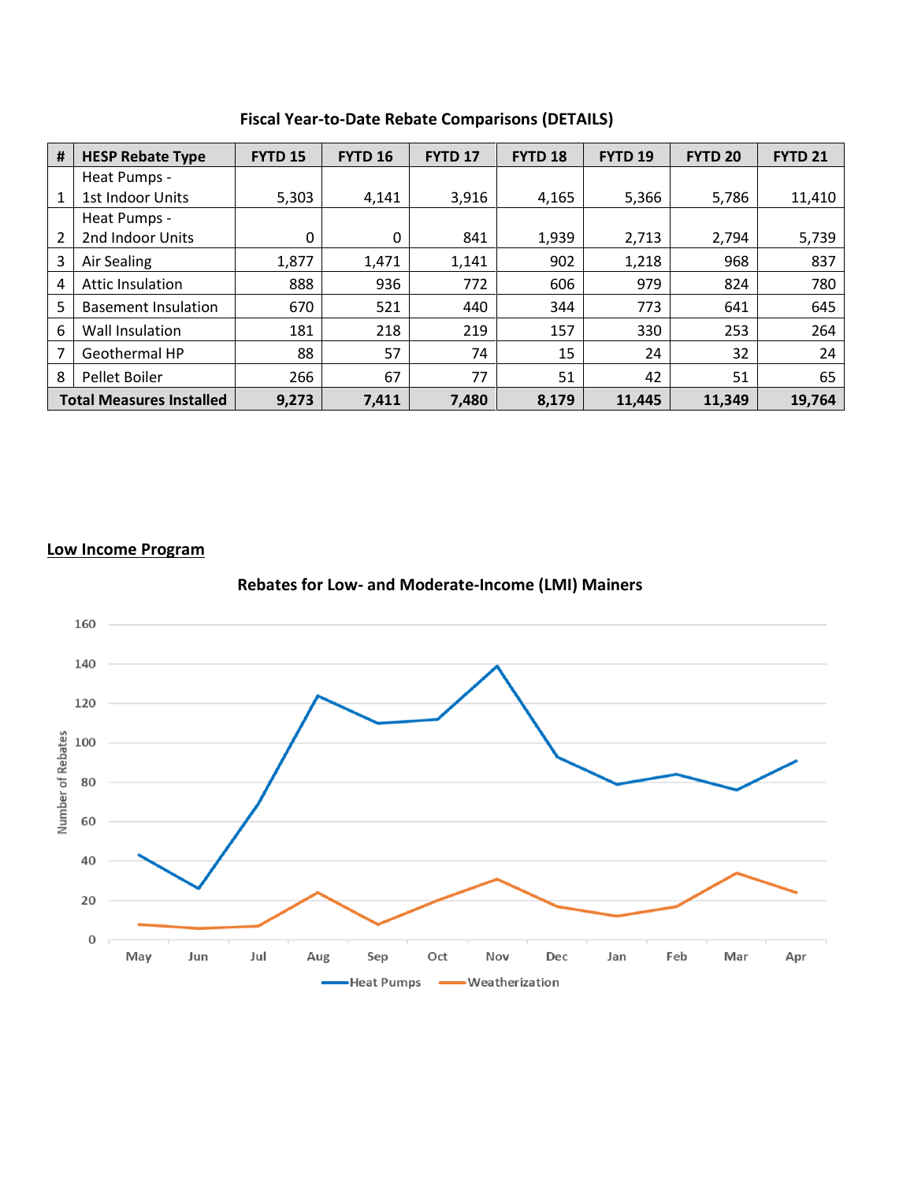**Fiscal Year-to-Date Rebate Comparisons (DETAILS)**

| # | HESP Rebate Type | FYTD 15 | FYTD 16 | FYTD 17 | FYTD 18 | FYTD 19 | FYTD 20 | FYTD 21 |
|---|---|---|---|---|---|---|---|---|
| 1 | Heat Pumps - 1st Indoor Units | 5,303 | 4,141 | 3,916 | 4,165 | 5,366 | 5,786 | 11,410 |
| 2 | Heat Pumps - 2nd Indoor Units | 0 | 0 | 841 | 1,939 | 2,713 | 2,794 | 5,739 |
| 3 | Air Sealing | 1,877 | 1,471 | 1,141 | 902 | 1,218 | 968 | 837 |
| 4 | Attic Insulation | 888 | 936 | 772 | 606 | 979 | 824 | 780 |
| 5 | Basement Insulation | 670 | 521 | 440 | 344 | 773 | 641 | 645 |
| 6 | Wall Insulation | 181 | 218 | 219 | 157 | 330 | 253 | 264 |
| 7 | Geothermal HP | 88 | 57 | 74 | 15 | 24 | 32 | 24 |
| 8 | Pellet Boiler | 266 | 67 | 77 | 51 | 42 | 51 | 65 |
| **Total Measures Installed** | | **9,273** | **7,411** | **7,480** | **8,179** | **11,445** | **11,349** | **19,764** |

**Low Income Program**

**Rebates for Low- and Moderate-Income (LMI) Mainers**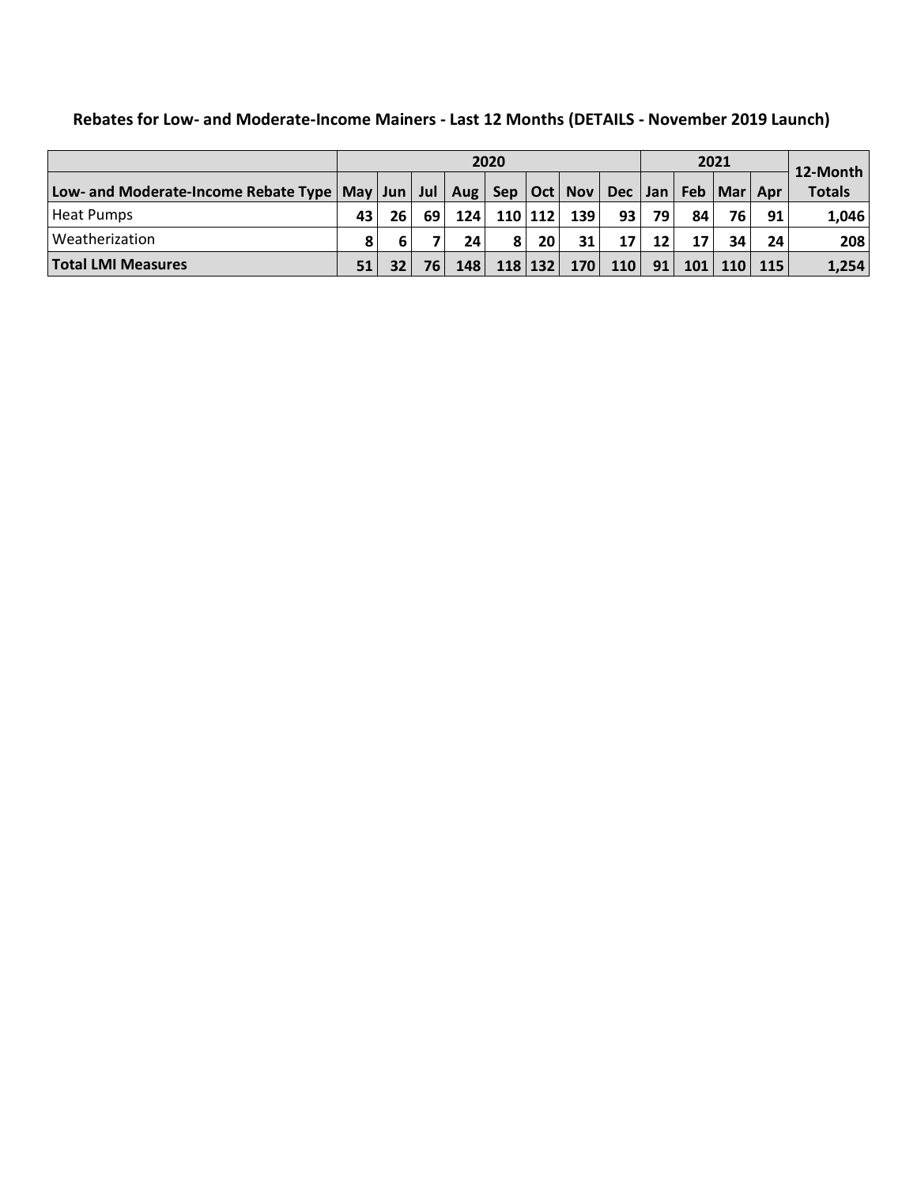**Rebates for Low- and Moderate-Income Mainers - Last 12 Months (DETAILS - November 2019 Launch)**

| | 2020 | | | | | | | | 2021 | | | | 12-Month |
|---|---|---|---|---|---|---|---|---|---|---|---|---|---|
| Low- and Moderate-Income Rebate Type | May | Jun | Jul | Aug | Sep | Oct | Nov | Dec | Jan | Feb | Mar | Apr | Totals |
| Heat Pumps | 43 | 26 | 69 | 124 | 110 | 112 | 139 | 93 | 79 | 84 | 76 | 91 | 1,046 |
| Weatherization | 8 | 6 | 7 | 24 | 8 | 20 | 31 | 17 | 12 | 17 | 34 | 24 | 208 |
| **Total LMI Measures** | 51 | 32 | 76 | 148 | 118 | 132 | 170 | 110 | 91 | 101 | 110 | 115 | 1,254 |